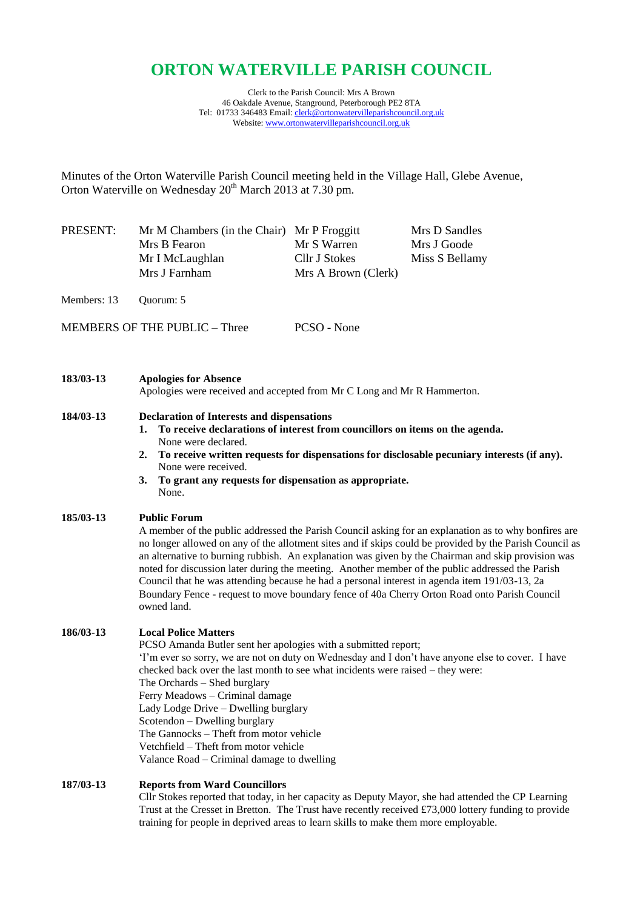# ORTON WATERVILLE PARISH COUNCIL

Clerk to the Parish Council: Mrs A Brown
46 Oakdale Avenue, Stanground, Peterborough PE2 8TA
Tel: 01733 346483 Email: clerk@ortonwatervilleparishcouncil.org.uk
Website: www.ortonwatervilleparishcouncil.org.uk

Minutes of the Orton Waterville Parish Council meeting held in the Village Hall, Glebe Avenue, Orton Waterville on Wednesday 20th March 2013 at 7.30 pm.

| PRESENT: | Mr M Chambers (in the Chair) | Mr P Froggitt | Mrs D Sandles |
|---|---|---|---|
| | Mrs B Fearon | Mr S Warren | Mrs J Goode |
| | Mr I McLaughlan | Cllr J Stokes | Miss S Bellamy |
| | Mrs J Farnham | Mrs A Brown (Clerk) | |

Members: 13 Quorum: 5

MEMBERS OF THE PUBLIC – Three PCSO - None

**183/03-13** **Apologies for Absence**
Apologies were received and accepted from Mr C Long and Mr R Hammerton.

**184/03-13** **Declaration of Interests and dispensations**

1. **To receive declarations of interest from councillors on items on the agenda.**
   None were declared.
2. **To receive written requests for dispensations for disclosable pecuniary interests (if any).**
   None were received.
3. **To grant any requests for dispensation as appropriate.**
   None.

**185/03-13** **Public Forum**
A member of the public addressed the Parish Council asking for an explanation as to why bonfires are no longer allowed on any of the allotment sites and if skips could be provided by the Parish Council as an alternative to burning rubbish. An explanation was given by the Chairman and skip provision was noted for discussion later during the meeting. Another member of the public addressed the Parish Council that he was attending because he had a personal interest in agenda item 191/03-13, 2a Boundary Fence - request to move boundary fence of 40a Cherry Orton Road onto Parish Council owned land.

**186/03-13** **Local Police Matters**
PCSO Amanda Butler sent her apologies with a submitted report;
'I'm ever so sorry, we are not on duty on Wednesday and I don't have anyone else to cover. I have checked back over the last month to see what incidents were raised – they were:
The Orchards – Shed burglary
Ferry Meadows – Criminal damage
Lady Lodge Drive – Dwelling burglary
Scotendon – Dwelling burglary
The Gannocks – Theft from motor vehicle
Vetchfield – Theft from motor vehicle
Valance Road – Criminal damage to dwelling

**187/03-13** **Reports from Ward Councillors**
Cllr Stokes reported that today, in her capacity as Deputy Mayor, she had attended the CP Learning Trust at the Cresset in Bretton. The Trust have recently received £73,000 lottery funding to provide training for people in deprived areas to learn skills to make them more employable.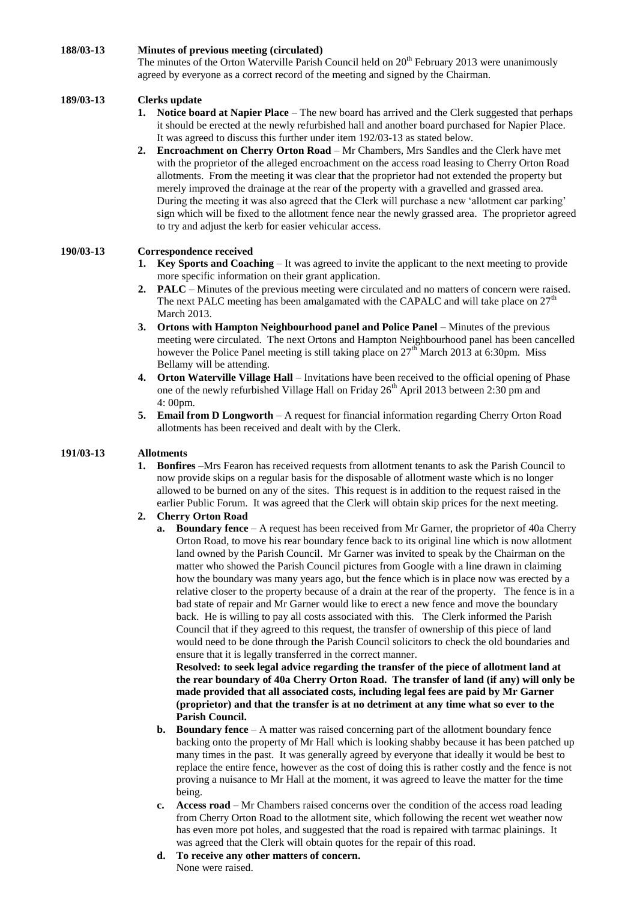**188/03-13 Minutes of previous meeting (circulated)**

The minutes of the Orton Waterville Parish Council held on 20th February 2013 were unanimously agreed by everyone as a correct record of the meeting and signed by the Chairman.

**189/03-13 Clerks update**

1. **Notice board at Napier Place** – The new board has arrived and the Clerk suggested that perhaps it should be erected at the newly refurbished hall and another board purchased for Napier Place. It was agreed to discuss this further under item 192/03-13 as stated below.
2. **Encroachment on Cherry Orton Road** – Mr Chambers, Mrs Sandles and the Clerk have met with the proprietor of the alleged encroachment on the access road leasing to Cherry Orton Road allotments. From the meeting it was clear that the proprietor had not extended the property but merely improved the drainage at the rear of the property with a gravelled and grassed area. During the meeting it was also agreed that the Clerk will purchase a new 'allotment car parking' sign which will be fixed to the allotment fence near the newly grassed area. The proprietor agreed to try and adjust the kerb for easier vehicular access.

**190/03-13 Correspondence received**

1. **Key Sports and Coaching** – It was agreed to invite the applicant to the next meeting to provide more specific information on their grant application.
2. **PALC** – Minutes of the previous meeting were circulated and no matters of concern were raised. The next PALC meeting has been amalgamated with the CAPALC and will take place on 27th March 2013.
3. **Ortons with Hampton Neighbourhood panel and Police Panel** – Minutes of the previous meeting were circulated. The next Ortons and Hampton Neighbourhood panel has been cancelled however the Police Panel meeting is still taking place on 27th March 2013 at 6:30pm. Miss Bellamy will be attending.
4. **Orton Waterville Village Hall** – Invitations have been received to the official opening of Phase one of the newly refurbished Village Hall on Friday 26th April 2013 between 2:30 pm and 4: 00pm.
5. **Email from D Longworth** – A request for financial information regarding Cherry Orton Road allotments has been received and dealt with by the Clerk.

**191/03-13 Allotments**

1. **Bonfires** –Mrs Fearon has received requests from allotment tenants to ask the Parish Council to now provide skips on a regular basis for the disposable of allotment waste which is no longer allowed to be burned on any of the sites. This request is in addition to the request raised in the earlier Public Forum. It was agreed that the Clerk will obtain skip prices for the next meeting.
2. **Cherry Orton Road**
   a. **Boundary fence** – A request has been received from Mr Garner, the proprietor of 40a Cherry Orton Road, to move his rear boundary fence back to its original line which is now allotment land owned by the Parish Council. Mr Garner was invited to speak by the Chairman on the matter who showed the Parish Council pictures from Google with a line drawn in claiming how the boundary was many years ago, but the fence which is in place now was erected by a relative closer to the property because of a drain at the rear of the property. The fence is in a bad state of repair and Mr Garner would like to erect a new fence and move the boundary back. He is willing to pay all costs associated with this. The Clerk informed the Parish Council that if they agreed to this request, the transfer of ownership of this piece of land would need to be done through the Parish Council solicitors to check the old boundaries and ensure that it is legally transferred in the correct manner.

      **Resolved: to seek legal advice regarding the transfer of the piece of allotment land at the rear boundary of 40a Cherry Orton Road. The transfer of land (if any) will only be made provided that all associated costs, including legal fees are paid by Mr Garner (proprietor) and that the transfer is at no detriment at any time what so ever to the Parish Council.**

   b. **Boundary fence** – A matter was raised concerning part of the allotment boundary fence backing onto the property of Mr Hall which is looking shabby because it has been patched up many times in the past. It was generally agreed by everyone that ideally it would be best to replace the entire fence, however as the cost of doing this is rather costly and the fence is not proving a nuisance to Mr Hall at the moment, it was agreed to leave the matter for the time being.

   c. **Access road** – Mr Chambers raised concerns over the condition of the access road leading from Cherry Orton Road to the allotment site, which following the recent wet weather now has even more pot holes, and suggested that the road is repaired with tarmac plainings. It was agreed that the Clerk will obtain quotes for the repair of this road.

   d. **To receive any other matters of concern.**
      None were raised.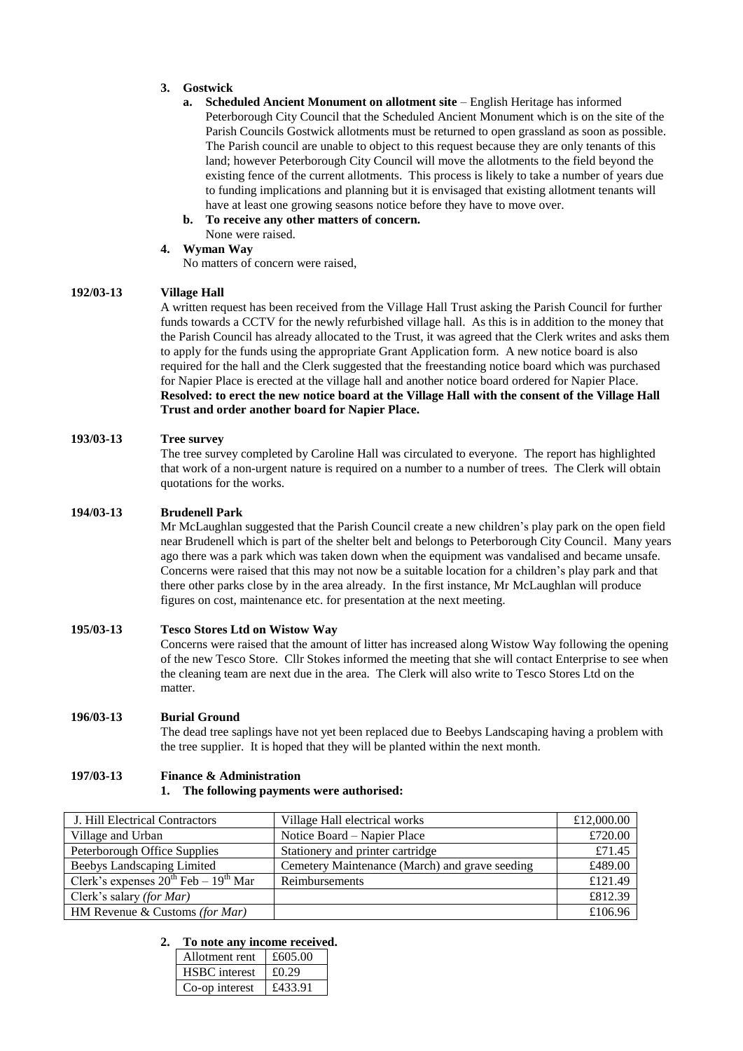3. **Gostwick**
   a. **Scheduled Ancient Monument on allotment site** – English Heritage has informed Peterborough City Council that the Scheduled Ancient Monument which is on the site of the Parish Councils Gostwick allotments must be returned to open grassland as soon as possible. The Parish council are unable to object to this request because they are only tenants of this land; however Peterborough City Council will move the allotments to the field beyond the existing fence of the current allotments. This process is likely to take a number of years due to funding implications and planning but it is envisaged that existing allotment tenants will have at least one growing seasons notice before they have to move over.
   b. **To receive any other matters of concern.**
      None were raised.
4. **Wyman Way**
   No matters of concern were raised,

**192/03-13 Village Hall**

A written request has been received from the Village Hall Trust asking the Parish Council for further funds towards a CCTV for the newly refurbished village hall. As this is in addition to the money that the Parish Council has already allocated to the Trust, it was agreed that the Clerk writes and asks them to apply for the funds using the appropriate Grant Application form. A new notice board is also required for the hall and the Clerk suggested that the freestanding notice board which was purchased for Napier Place is erected at the village hall and another notice board ordered for Napier Place.
**Resolved: to erect the new notice board at the Village Hall with the consent of the Village Hall Trust and order another board for Napier Place.**

**193/03-13 Tree survey**

The tree survey completed by Caroline Hall was circulated to everyone. The report has highlighted that work of a non-urgent nature is required on a number to a number of trees. The Clerk will obtain quotations for the works.

**194/03-13 Brudenell Park**

Mr McLaughlan suggested that the Parish Council create a new children's play park on the open field near Brudenell which is part of the shelter belt and belongs to Peterborough City Council. Many years ago there was a park which was taken down when the equipment was vandalised and became unsafe. Concerns were raised that this may not now be a suitable location for a children's play park and that there other parks close by in the area already. In the first instance, Mr McLaughlan will produce figures on cost, maintenance etc. for presentation at the next meeting.

**195/03-13 Tesco Stores Ltd on Wistow Way**

Concerns were raised that the amount of litter has increased along Wistow Way following the opening of the new Tesco Store. Cllr Stokes informed the meeting that she will contact Enterprise to see when the cleaning team are next due in the area. The Clerk will also write to Tesco Stores Ltd on the matter.

**196/03-13 Burial Ground**

The dead tree saplings have not yet been replaced due to Beebys Landscaping having a problem with the tree supplier. It is hoped that they will be planted within the next month.

**197/03-13 Finance & Administration**

1. **The following payments were authorised:**

| J. Hill Electrical Contractors | Village Hall electrical works | £12,000.00 |
|---|---|---|
| Village and Urban | Notice Board – Napier Place | £720.00 |
| Peterborough Office Supplies | Stationery and printer cartridge | £71.45 |
| Beebys Landscaping Limited | Cemetery Maintenance (March) and grave seeding | £489.00 |
| Clerk's expenses 20th Feb – 19th Mar | Reimbursements | £121.49 |
| Clerk's salary *(for Mar)* | | £812.39 |
| HM Revenue & Customs *(for Mar)* | | £106.96 |

2. **To note any income received.**

| Allotment rent | £605.00 |
|---|---|
| HSBC interest | £0.29 |
| Co-op interest | £433.91 |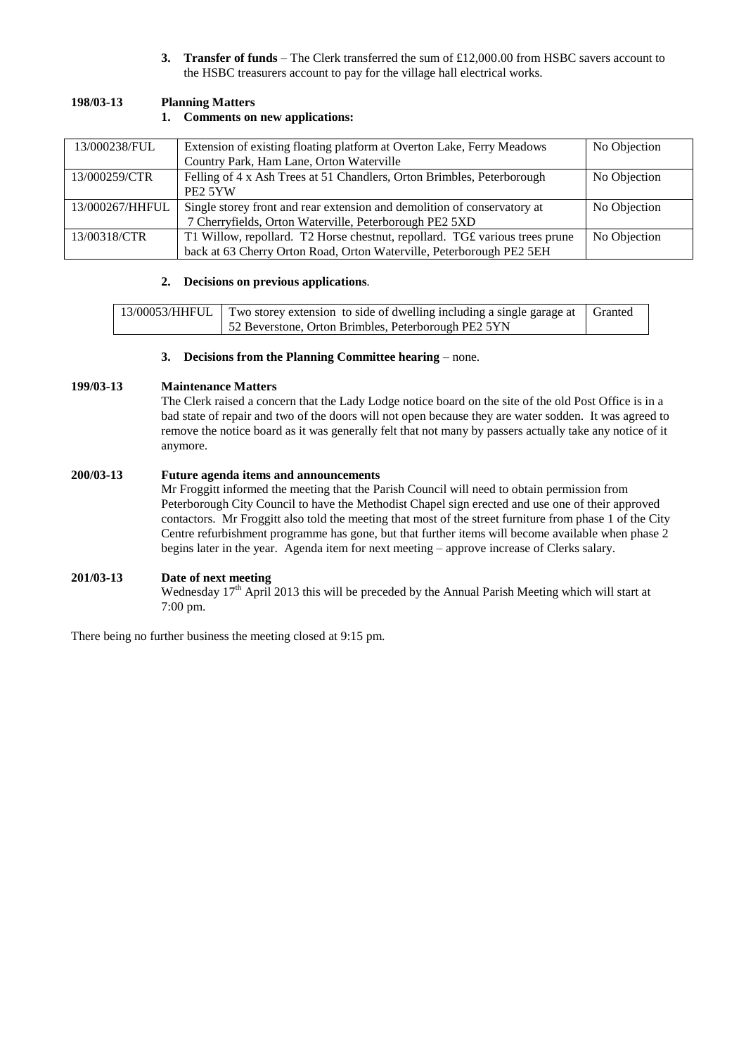3. **Transfer of funds** – The Clerk transferred the sum of £12,000.00 from HSBC savers account to the HSBC treasurers account to pay for the village hall electrical works.

**198/03-13 Planning Matters**

1. **Comments on new applications:**

| | | |
|---|---|---|
| 13/000238/FUL | Extension of existing floating platform at Overton Lake, Ferry Meadows Country Park, Ham Lane, Orton Waterville | No Objection |
| 13/000259/CTR | Felling of 4 x Ash Trees at 51 Chandlers, Orton Brimbles, Peterborough PE2 5YW | No Objection |
| 13/000267/HHFUL | Single storey front and rear extension and demolition of conservatory at 7 Cherryfields, Orton Waterville, Peterborough PE2 5XD | No Objection |
| 13/00318/CTR | T1 Willow, repollard. T2 Horse chestnut, repollard. TG£ various trees prune back at 63 Cherry Orton Road, Orton Waterville, Peterborough PE2 5EH | No Objection |

2. **Decisions on previous applications**.

| | | |
|---|---|---|
| 13/00053/HHFUL | Two storey extension to side of dwelling including a single garage at 52 Beverstone, Orton Brimbles, Peterborough PE2 5YN | Granted |

3. **Decisions from the Planning Committee hearing** – none.

**199/03-13 Maintenance Matters**

The Clerk raised a concern that the Lady Lodge notice board on the site of the old Post Office is in a bad state of repair and two of the doors will not open because they are water sodden. It was agreed to remove the notice board as it was generally felt that not many by passers actually take any notice of it anymore.

**200/03-13 Future agenda items and announcements**

Mr Froggitt informed the meeting that the Parish Council will need to obtain permission from Peterborough City Council to have the Methodist Chapel sign erected and use one of their approved contactors. Mr Froggitt also told the meeting that most of the street furniture from phase 1 of the City Centre refurbishment programme has gone, but that further items will become available when phase 2 begins later in the year. Agenda item for next meeting – approve increase of Clerks salary.

**201/03-13 Date of next meeting**

Wednesday 17th April 2013 this will be preceded by the Annual Parish Meeting which will start at 7:00 pm.

There being no further business the meeting closed at 9:15 pm.